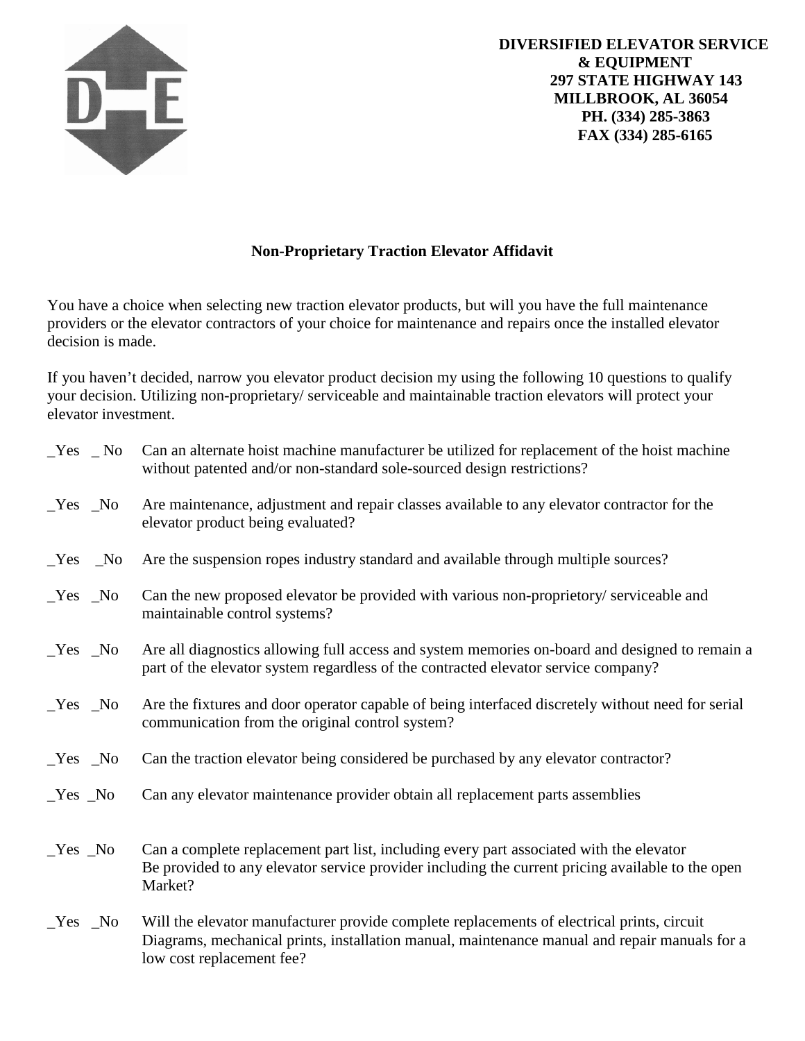**DIVERSIFIED ELEVATOR SERVICE & EQUIPMENT**
**297 STATE HIGHWAY 143**
**MILLBROOK, AL 36054**
**PH. (334) 285-3863**
**FAX (334) 285-6165**

## Non-Proprietary Traction Elevator Affidavit

You have a choice when selecting new traction elevator products, but will you have the full maintenance providers or the elevator contractors of your choice for maintenance and repairs once the installed elevator decision is made.

If you haven't decided, narrow you elevator product decision my using the following 10 questions to qualify your decision. Utilizing non-proprietary/ serviceable and maintainable traction elevators will protect your elevator investment.

_Yes _ No Can an alternate hoist machine manufacturer be utilized for replacement of the hoist machine without patented and/or non-standard sole-sourced design restrictions?

_Yes _No Are maintenance, adjustment and repair classes available to any elevator contractor for the elevator product being evaluated?

_Yes _No Are the suspension ropes industry standard and available through multiple sources?

_Yes _No Can the new proposed elevator be provided with various non-proprietory/ serviceable and maintainable control systems?

_Yes _No Are all diagnostics allowing full access and system memories on-board and designed to remain a part of the elevator system regardless of the contracted elevator service company?

_Yes _No Are the fixtures and door operator capable of being interfaced discretely without need for serial communication from the original control system?

_Yes _No Can the traction elevator being considered be purchased by any elevator contractor?

_Yes _No Can any elevator maintenance provider obtain all replacement parts assemblies

_Yes _No Can a complete replacement part list, including every part associated with the elevator Be provided to any elevator service provider including the current pricing available to the open Market?

_Yes _No Will the elevator manufacturer provide complete replacements of electrical prints, circuit Diagrams, mechanical prints, installation manual, maintenance manual and repair manuals for a low cost replacement fee?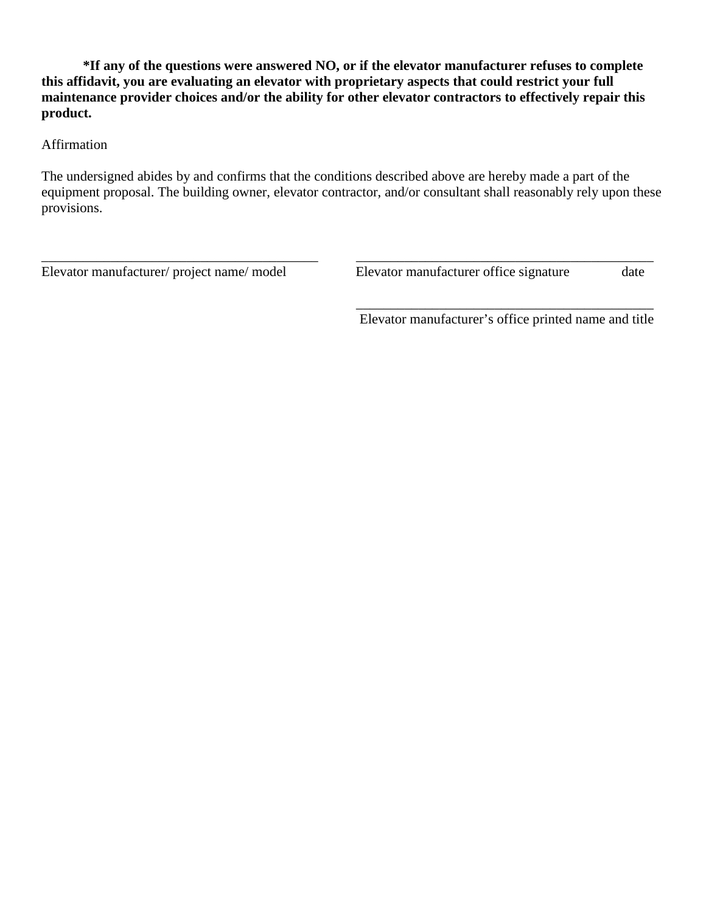**\*If any of the questions were answered NO, or if the elevator manufacturer refuses to complete this affidavit, you are evaluating an elevator with proprietary aspects that could restrict your full maintenance provider choices and/or the ability for other elevator contractors to effectively repair this product.**

Affirmation

The undersigned abides by and confirms that the conditions described above are hereby made a part of the equipment proposal. The building owner, elevator contractor, and/or consultant shall reasonably rely upon these provisions.

\_\_\_\_\_\_\_\_\_\_\_\_\_\_\_\_\_\_\_\_\_\_\_\_\_\_\_\_\_\_\_\_\_\_\_\_\_\_\_\_
Elevator manufacturer/ project name/ model

\_\_\_\_\_\_\_\_\_\_\_\_\_\_\_\_\_\_\_\_\_\_\_\_\_\_\_\_\_\_\_\_\_\_\_\_\_\_\_\_\_\_\_
Elevator manufacturer office signature date

\_\_\_\_\_\_\_\_\_\_\_\_\_\_\_\_\_\_\_\_\_\_\_\_\_\_\_\_\_\_\_\_\_\_\_\_\_\_\_\_\_\_\_
Elevator manufacturer's office printed name and title